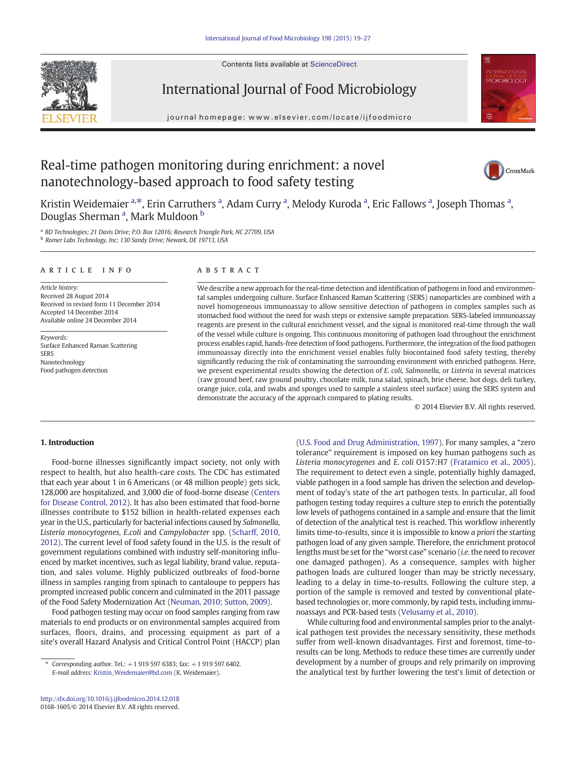Contents lists available at ScienceDirect

International Journal of Food Microbiology

journal homepage: www.elsevier.com/locate/ijfoodmicro

# Real-time pathogen monitoring during enrichment: a novel nanotechnology-based approach to food safety testing

Kristin Weidemaier [a,*], Erin Carruthers [a], Adam Curry [a], Melody Kuroda [a], Eric Fallows [a], Joseph Thomas [a], Douglas Sherman [a], Mark Muldoon [b]

[a] BD Technologies; 21 Davis Drive; P.O. Box 12016; Research Triangle Park, NC 27709, USA
[b] Romer Labs Technology, Inc; 130 Sandy Drive; Newark, DE 19713, USA

**ARTICLE INFO**

*Article history:*
Received 28 August 2014
Received in revised form 11 December 2014
Accepted 14 December 2014
Available online 24 December 2014

*Keywords:*
Surface Enhanced Raman Scattering
SERS
Nanotechnology
Food pathogen detection

**ABSTRACT**

We describe a new approach for the real-time detection and identification of pathogens in food and environmental samples undergoing culture. Surface Enhanced Raman Scattering (SERS) nanoparticles are combined with a novel homogeneous immunoassay to allow sensitive detection of pathogens in complex samples such as stomached food without the need for wash steps or extensive sample preparation. SERS-labeled immunoassay reagents are present in the cultural enrichment vessel, and the signal is monitored real-time through the wall of the vessel while culture is ongoing. This continuous monitoring of pathogen load throughout the enrichment process enables rapid, hands-free detection of food pathogens. Furthermore, the integration of the food pathogen immunoassay directly into the enrichment vessel enables fully biocontained food safety testing, thereby significantly reducing the risk of contaminating the surrounding environment with enriched pathogens. Here, we present experimental results showing the detection of *E. coli*, *Salmonella*, or *Listeria* in several matrices (raw ground beef, raw ground poultry, chocolate milk, tuna salad, spinach, brie cheese, hot dogs, deli turkey, orange juice, cola, and swabs and sponges used to sample a stainless steel surface) using the SERS system and demonstrate the accuracy of the approach compared to plating results.

© 2014 Elsevier B.V. All rights reserved.

## 1. Introduction

Food-borne illnesses significantly impact society, not only with respect to health, but also health-care costs. The CDC has estimated that each year about 1 in 6 Americans (or 48 million people) gets sick, 128,000 are hospitalized, and 3,000 die of food-borne disease (Centers for Disease Control, 2012). It has also been estimated that food-borne illnesses contribute to $152 billion in health-related expenses each year in the U.S., particularly for bacterial infections caused by *Salmonella*, *Listeria monocytogenes*, *E.coli* and *Campylobacter* spp. (Scharff, 2010, 2012). The current level of food safety found in the U.S. is the result of government regulations combined with industry self-monitoring influenced by market incentives, such as legal liability, brand value, reputation, and sales volume. Highly publicized outbreaks of food-borne illness in samples ranging from spinach to cantaloupe to peppers has prompted increased public concern and culminated in the 2011 passage of the Food Safety Modernization Act (Neuman, 2010; Sutton, 2009).

Food pathogen testing may occur on food samples ranging from raw materials to end products or on environmental samples acquired from surfaces, floors, drains, and processing equipment as part of a site's overall Hazard Analysis and Critical Control Point (HACCP) plan (U.S. Food and Drug Administration, 1997). For many samples, a "zero tolerance" requirement is imposed on key human pathogens such as *Listeria monocytogenes* and *E. coli* O157:H7 (Fratamico et al., 2005). The requirement to detect even a single, potentially highly damaged, viable pathogen in a food sample has driven the selection and development of today's state of the art pathogen tests. In particular, all food pathogen testing today requires a culture step to enrich the potentially low levels of pathogens contained in a sample and ensure that the limit of detection of the analytical test is reached. This workflow inherently limits time-to-results, since it is impossible to know *a priori* the starting pathogen load of any given sample. Therefore, the enrichment protocol lengths must be set for the "worst case" scenario (*i.e.* the need to recover one damaged pathogen). As a consequence, samples with higher pathogen loads are cultured longer than may be strictly necessary, leading to a delay in time-to-results. Following the culture step, a portion of the sample is removed and tested by conventional plate-based technologies or, more commonly, by rapid tests, including immunoassays and PCR-based tests (Velusamy et al., 2010).

While culturing food and environmental samples prior to the analytical pathogen test provides the necessary sensitivity, these methods suffer from well-known disadvantages. First and foremost, time-to-results can be long. Methods to reduce these times are currently under development by a number of groups and rely primarily on improving the analytical test by further lowering the test's limit of detection or

\* Corresponding author. Tel.: +1 919 597 6383; fax: +1 919 597 6402.
*E-mail address:* Kristin_Weidemaier@bd.com (K. Weidemaier).

http://dx.doi.org/10.1016/j.ijfoodmicro.2014.12.018
0168-1605/© 2014 Elsevier B.V. All rights reserved.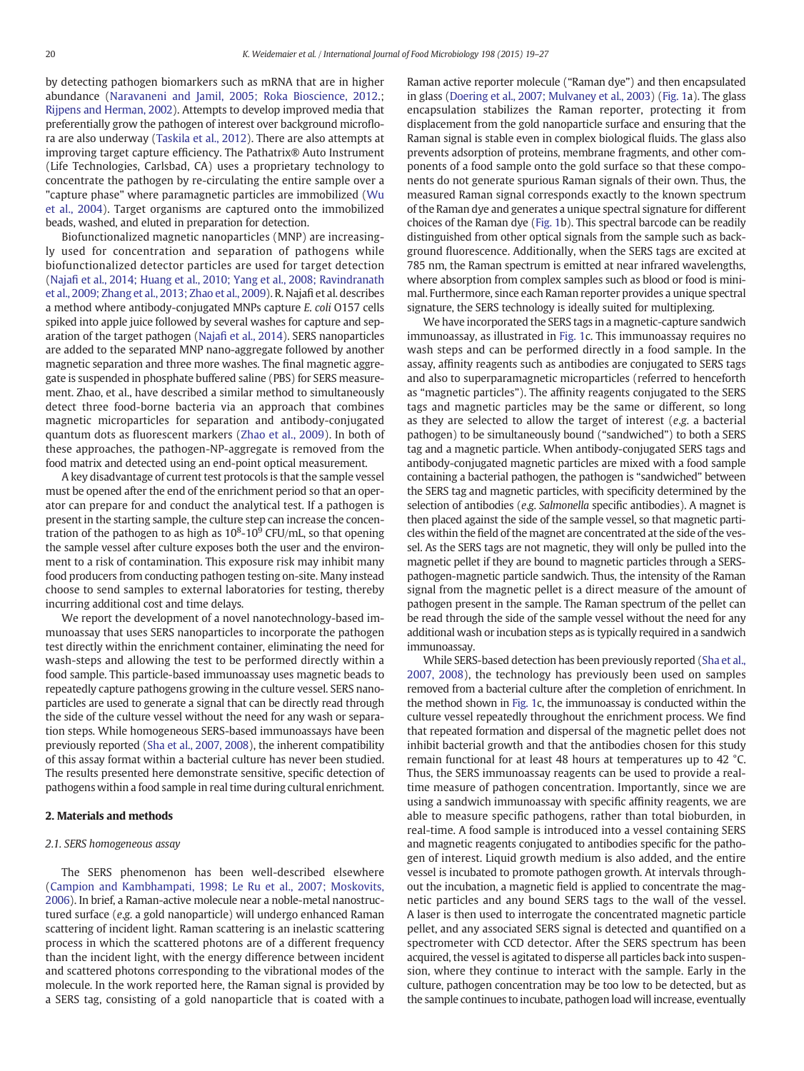by detecting pathogen biomarkers such as mRNA that are in higher abundance (Naravaneni and Jamil, 2005; Roka Bioscience, 2012.; Rijpens and Herman, 2002). Attempts to develop improved media that preferentially grow the pathogen of interest over background microflora are also underway (Taskila et al., 2012). There are also attempts at improving target capture efficiency. The Pathatrix® Auto Instrument (Life Technologies, Carlsbad, CA) uses a proprietary technology to concentrate the pathogen by re-circulating the entire sample over a "capture phase" where paramagnetic particles are immobilized (Wu et al., 2004). Target organisms are captured onto the immobilized beads, washed, and eluted in preparation for detection.

Biofunctionalized magnetic nanoparticles (MNP) are increasingly used for concentration and separation of pathogens while biofunctionalized detector particles are used for target detection (Najafi et al., 2014; Huang et al., 2010; Yang et al., 2008; Ravindranath et al., 2009; Zhang et al., 2013; Zhao et al., 2009). R. Najafi et al. describes a method where antibody-conjugated MNPs capture *E. coli* O157 cells spiked into apple juice followed by several washes for capture and separation of the target pathogen (Najafi et al., 2014). SERS nanoparticles are added to the separated MNP nano-aggregate followed by another magnetic separation and three more washes. The final magnetic aggregate is suspended in phosphate buffered saline (PBS) for SERS measurement. Zhao, et al., have described a similar method to simultaneously detect three food-borne bacteria via an approach that combines magnetic microparticles for separation and antibody-conjugated quantum dots as fluorescent markers (Zhao et al., 2009). In both of these approaches, the pathogen-NP-aggregate is removed from the food matrix and detected using an end-point optical measurement.

A key disadvantage of current test protocols is that the sample vessel must be opened after the end of the enrichment period so that an operator can prepare for and conduct the analytical test. If a pathogen is present in the starting sample, the culture step can increase the concentration of the pathogen to as high as $10^8$-$10^9$ CFU/mL, so that opening the sample vessel after culture exposes both the user and the environment to a risk of contamination. This exposure risk may inhibit many food producers from conducting pathogen testing on-site. Many instead choose to send samples to external laboratories for testing, thereby incurring additional cost and time delays.

We report the development of a novel nanotechnology-based immunoassay that uses SERS nanoparticles to incorporate the pathogen test directly within the enrichment container, eliminating the need for wash-steps and allowing the test to be performed directly within a food sample. This particle-based immunoassay uses magnetic beads to repeatedly capture pathogens growing in the culture vessel. SERS nanoparticles are used to generate a signal that can be directly read through the side of the culture vessel without the need for any wash or separation steps. While homogeneous SERS-based immunoassays have been previously reported (Sha et al., 2007, 2008), the inherent compatibility of this assay format within a bacterial culture has never been studied. The results presented here demonstrate sensitive, specific detection of pathogens within a food sample in real time during cultural enrichment.

## 2. Materials and methods

### 2.1. SERS homogeneous assay

The SERS phenomenon has been well-described elsewhere (Campion and Kambhampati, 1998; Le Ru et al., 2007; Moskovits, 2006). In brief, a Raman-active molecule near a noble-metal nanostructured surface (*e.g.* a gold nanoparticle) will undergo enhanced Raman scattering of incident light. Raman scattering is an inelastic scattering process in which the scattered photons are of a different frequency than the incident light, with the energy difference between incident and scattered photons corresponding to the vibrational modes of the molecule. In the work reported here, the Raman signal is provided by a SERS tag, consisting of a gold nanoparticle that is coated with a Raman active reporter molecule ("Raman dye") and then encapsulated in glass (Doering et al., 2007; Mulvaney et al., 2003) (Fig. 1a). The glass encapsulation stabilizes the Raman reporter, protecting it from displacement from the gold nanoparticle surface and ensuring that the Raman signal is stable even in complex biological fluids. The glass also prevents adsorption of proteins, membrane fragments, and other components of a food sample onto the gold surface so that these components do not generate spurious Raman signals of their own. Thus, the measured Raman signal corresponds exactly to the known spectrum of the Raman dye and generates a unique spectral signature for different choices of the Raman dye (Fig. 1b). This spectral barcode can be readily distinguished from other optical signals from the sample such as background fluorescence. Additionally, when the SERS tags are excited at 785 nm, the Raman spectrum is emitted at near infrared wavelengths, where absorption from complex samples such as blood or food is minimal. Furthermore, since each Raman reporter provides a unique spectral signature, the SERS technology is ideally suited for multiplexing.

We have incorporated the SERS tags in a magnetic-capture sandwich immunoassay, as illustrated in Fig. 1c. This immunoassay requires no wash steps and can be performed directly in a food sample. In the assay, affinity reagents such as antibodies are conjugated to SERS tags and also to superparamagnetic microparticles (referred to henceforth as "magnetic particles"). The affinity reagents conjugated to the SERS tags and magnetic particles may be the same or different, so long as they are selected to allow the target of interest (*e.g.* a bacterial pathogen) to be simultaneously bound ("sandwiched") to both a SERS tag and a magnetic particle. When antibody-conjugated SERS tags and antibody-conjugated magnetic particles are mixed with a food sample containing a bacterial pathogen, the pathogen is "sandwiched" between the SERS tag and magnetic particles, with specificity determined by the selection of antibodies (*e.g. Salmonella* specific antibodies). A magnet is then placed against the side of the sample vessel, so that magnetic particles within the field of the magnet are concentrated at the side of the vessel. As the SERS tags are not magnetic, they will only be pulled into the magnetic pellet if they are bound to magnetic particles through a SERS-pathogen-magnetic particle sandwich. Thus, the intensity of the Raman signal from the magnetic pellet is a direct measure of the amount of pathogen present in the sample. The Raman spectrum of the pellet can be read through the side of the sample vessel without the need for any additional wash or incubation steps as is typically required in a sandwich immunoassay.

While SERS-based detection has been previously reported (Sha et al., 2007, 2008), the technology has previously been used on samples removed from a bacterial culture after the completion of enrichment. In the method shown in Fig. 1c, the immunoassay is conducted within the culture vessel repeatedly throughout the enrichment process. We find that repeated formation and dispersal of the magnetic pellet does not inhibit bacterial growth and that the antibodies chosen for this study remain functional for at least 48 hours at temperatures up to 42 °C. Thus, the SERS immunoassay reagents can be used to provide a real-time measure of pathogen concentration. Importantly, since we are using a sandwich immunoassay with specific affinity reagents, we are able to measure specific pathogens, rather than total bioburden, in real-time. A food sample is introduced into a vessel containing SERS and magnetic reagents conjugated to antibodies specific for the pathogen of interest. Liquid growth medium is also added, and the entire vessel is incubated to promote pathogen growth. At intervals throughout the incubation, a magnetic field is applied to concentrate the magnetic particles and any bound SERS tags to the wall of the vessel. A laser is then used to interrogate the concentrated magnetic particle pellet, and any associated SERS signal is detected and quantified on a spectrometer with CCD detector. After the SERS spectrum has been acquired, the vessel is agitated to disperse all particles back into suspension, where they continue to interact with the sample. Early in the culture, pathogen concentration may be too low to be detected, but as the sample continues to incubate, pathogen load will increase, eventually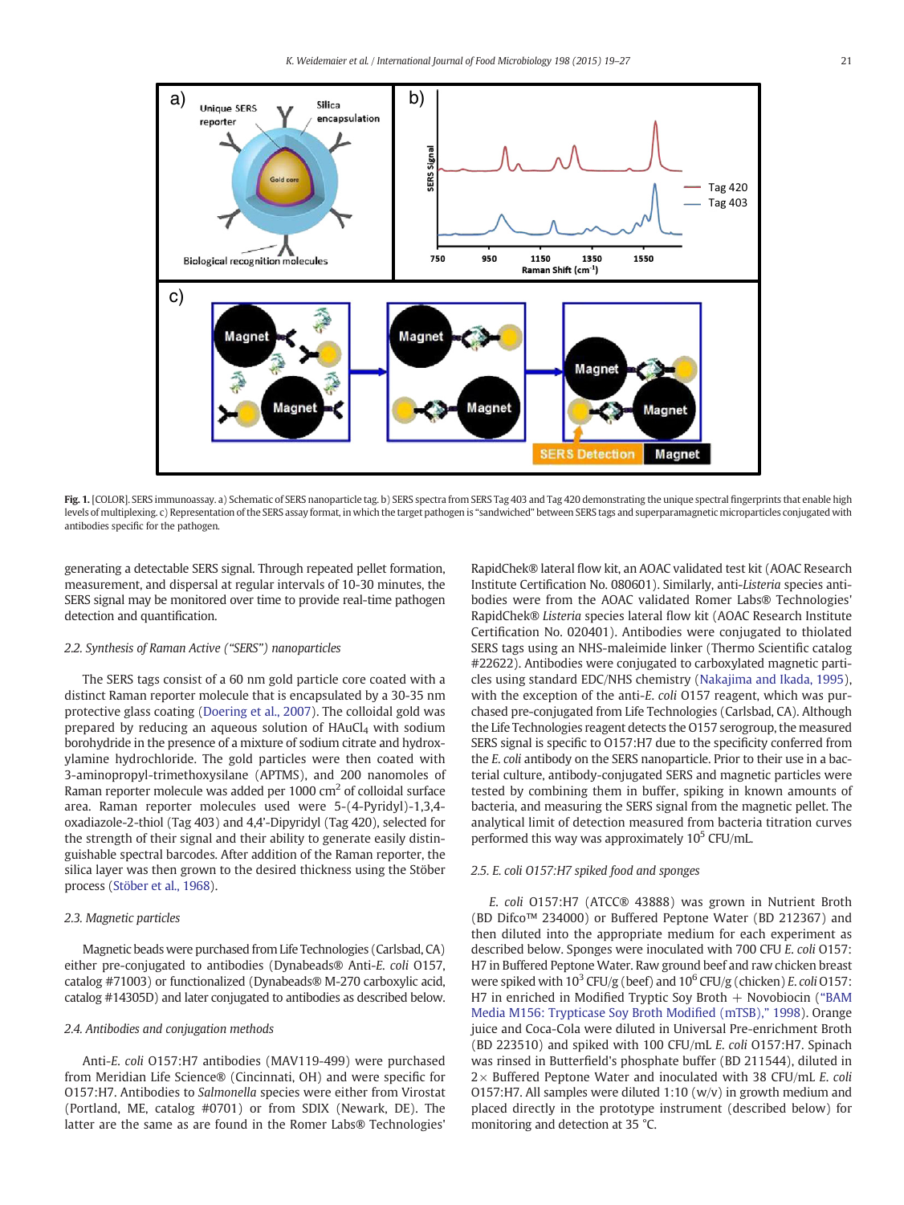**Fig. 1.** [COLOR]. SERS immunoassay. a) Schematic of SERS nanoparticle tag. b) SERS spectra from SERS Tag 403 and Tag 420 demonstrating the unique spectral fingerprints that enable high levels of multiplexing. c) Representation of the SERS assay format, in which the target pathogen is "sandwiched" between SERS tags and superparamagnetic microparticles conjugated with antibodies specific for the pathogen.

generating a detectable SERS signal. Through repeated pellet formation, measurement, and dispersal at regular intervals of 10-30 minutes, the SERS signal may be monitored over time to provide real-time pathogen detection and quantification.

### 2.2. Synthesis of Raman Active ("SERS") nanoparticles

The SERS tags consist of a 60 nm gold particle core coated with a distinct Raman reporter molecule that is encapsulated by a 30-35 nm protective glass coating (Doering et al., 2007). The colloidal gold was prepared by reducing an aqueous solution of $HAuCl_4$ with sodium borohydride in the presence of a mixture of sodium citrate and hydroxylamine hydrochloride. The gold particles were then coated with 3-aminopropyl-trimethoxysilane (APTMS), and 200 nanomoles of Raman reporter molecule was added per 1000 $cm^2$ of colloidal surface area. Raman reporter molecules used were 5-(4-Pyridyl)-1,3,4-oxadiazole-2-thiol (Tag 403) and 4,4'-Dipyridyl (Tag 420), selected for the strength of their signal and their ability to generate easily distinguishable spectral barcodes. After addition of the Raman reporter, the silica layer was then grown to the desired thickness using the Stöber process (Stöber et al., 1968).

### 2.3. Magnetic particles

Magnetic beads were purchased from Life Technologies (Carlsbad, CA) either pre-conjugated to antibodies (Dynabeads® Anti-*E. coli* O157, catalog #71003) or functionalized (Dynabeads® M-270 carboxylic acid, catalog #14305D) and later conjugated to antibodies as described below.

### 2.4. Antibodies and conjugation methods

Anti-*E. coli* O157:H7 antibodies (MAV119-499) were purchased from Meridian Life Science® (Cincinnati, OH) and were specific for O157:H7. Antibodies to *Salmonella* species were either from Virostat (Portland, ME, catalog #0701) or from SDIX (Newark, DE). The latter are the same as are found in the Romer Labs® Technologies' RapidChek® lateral flow kit, an AOAC validated test kit (AOAC Research Institute Certification No. 080601). Similarly, anti-*Listeria* species antibodies were from the AOAC validated Romer Labs® Technologies' RapidChek® *Listeria* species lateral flow kit (AOAC Research Institute Certification No. 020401). Antibodies were conjugated to thiolated SERS tags using an NHS-maleimide linker (Thermo Scientific catalog #22622). Antibodies were conjugated to carboxylated magnetic particles using EDC/NHS chemistry (Nakajima and Ikada, 1995), with the exception of the anti-*E. coli* O157 reagent, which was purchased pre-conjugated from Life Technologies (Carlsbad, CA). Although the Life Technologies reagent detects the O157 serogroup, the measured SERS signal is specific to O157:H7 due to the specificity conferred from the *E. coli* antibody on the SERS nanoparticle. Prior to their use in a bacterial culture, antibody-conjugated SERS and magnetic particles were tested by combining them in buffer, spiking in known amounts of bacteria, and measuring the SERS signal from the magnetic pellet. The analytical limit of detection measured from bacteria titration curves performed this way was approximately $10^5$ CFU/mL.

### 2.5. E. coli O157:H7 spiked food and sponges

*E. coli* O157:H7 (ATCC® 43888) was grown in Nutrient Broth (BD Difco™ 234000) or Buffered Peptone Water (BD 212367) and then diluted into the appropriate medium for each experiment as described below. Sponges were inoculated with 700 CFU *E. coli* O157: H7 in Buffered Peptone Water. Raw ground beef and raw chicken breast were spiked with $10^3$ CFU/g (beef) and $10^6$ CFU/g (chicken) *E. coli* O157: H7 in enriched in Modified Tryptic Soy Broth + Novobiocin ("BAM Media M156: Trypticase Soy Broth Modified (mTSB)," 1998). Orange juice and Coca-Cola were diluted in Universal Pre-enrichment Broth (BD 223510) and spiked with 100 CFU/mL *E. coli* O157:H7. Spinach was rinsed in Butterfield's phosphate buffer (BD 211544), diluted in 2× Buffered Peptone Water and inoculated with 38 CFU/mL *E. coli* O157:H7. All samples were diluted 1:10 (w/v) in growth medium and placed directly in the prototype instrument (described below) for monitoring and detection at 35 °C.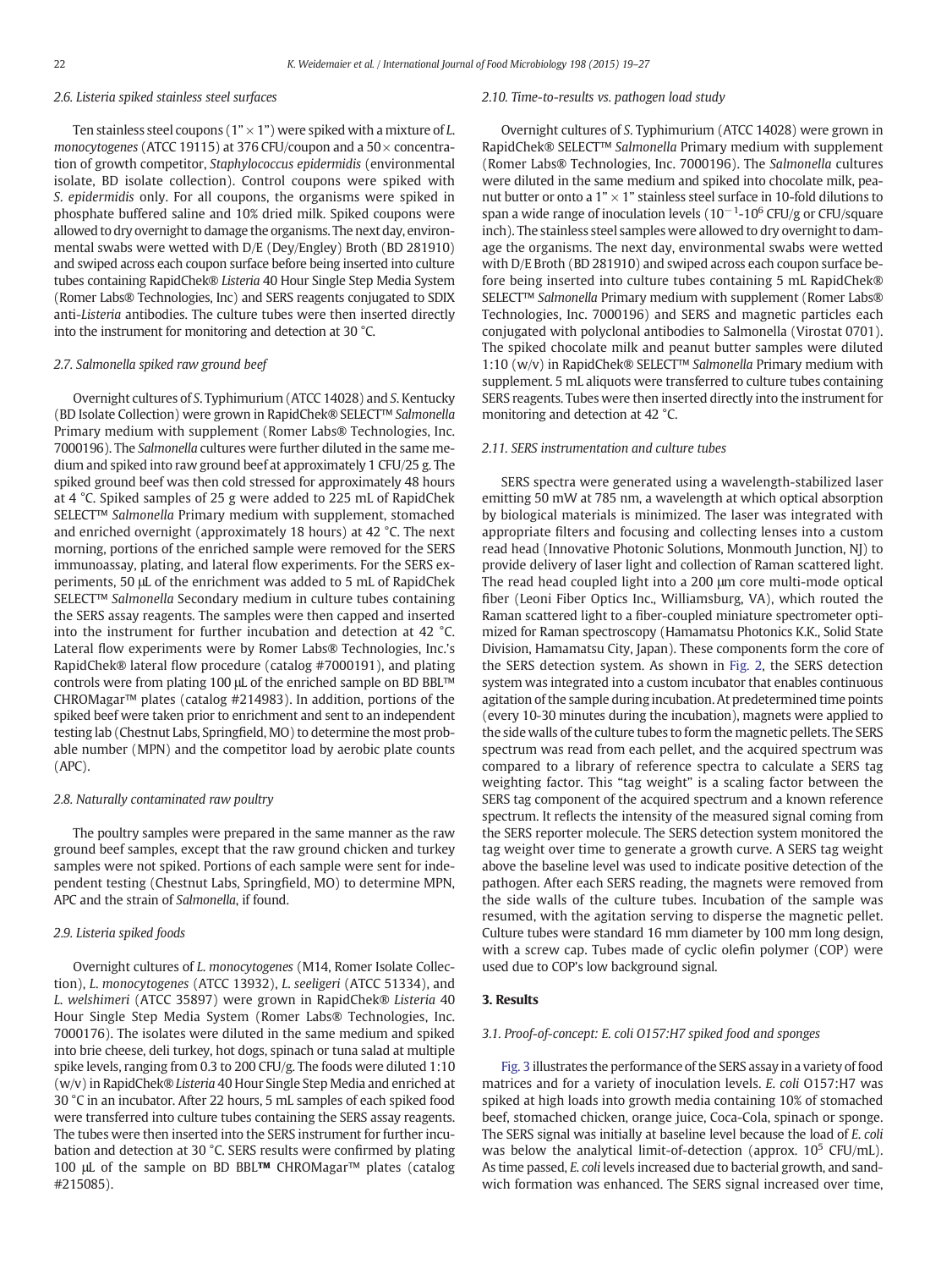### 2.6. Listeria spiked stainless steel surfaces

Ten stainless steel coupons (1" × 1") were spiked with a mixture of *L. monocytogenes* (ATCC 19115) at 376 CFU/coupon and a 50× concentration of growth competitor, *Staphylococcus epidermidis* (environmental isolate, BD isolate collection). Control coupons were spiked with *S. epidermidis* only. For all coupons, the organisms were spiked in phosphate buffered saline and 10% dried milk. Spiked coupons were allowed to dry overnight to damage the organisms. The next day, environmental swabs were wetted with D/E (Dey/Engley) Broth (BD 281910) and swiped across each coupon surface before being inserted into culture tubes containing RapidChek® *Listeria* 40 Hour Single Step Media System (Romer Labs® Technologies, Inc) and SERS reagents conjugated to SDIX anti-*Listeria* antibodies. The culture tubes were then inserted directly into the instrument for monitoring and detection at 30 °C.

### 2.7. Salmonella spiked raw ground beef

Overnight cultures of *S.* Typhimurium (ATCC 14028) and *S.* Kentucky (BD Isolate Collection) were grown in RapidChek® SELECT™ *Salmonella* Primary medium with supplement (Romer Labs® Technologies, Inc. 7000196). The *Salmonella* cultures were further diluted in the same medium and spiked into raw ground beef at approximately 1 CFU/25 g. The spiked ground beef was then cold stressed for approximately 48 hours at 4 °C. Spiked samples of 25 g were added to 225 mL of RapidChek SELECT™ *Salmonella* Primary medium with supplement, stomached and enriched overnight (approximately 18 hours) at 42 °C. The next morning, portions of the enriched sample were removed for the SERS immunoassay, plating, and lateral flow experiments. For the SERS experiments, 50 μL of the enrichment was added to 5 mL of RapidChek SELECT™ *Salmonella* Secondary medium in culture tubes containing the SERS assay reagents. The samples were then capped and inserted into the instrument for further incubation and detection at 42 °C. Lateral flow experiments were by Romer Labs® Technologies, Inc.'s RapidChek® lateral flow procedure (catalog #7000191), and plating controls were from plating 100 μL of the enriched sample on BD BBL™ CHROMagar™ plates (catalog #214983). In addition, portions of the spiked beef were taken prior to enrichment and sent to an independent testing lab (Chestnut Labs, Springfield, MO) to determine the most probable number (MPN) and the competitor load by aerobic plate counts (APC).

### 2.8. Naturally contaminated raw poultry

The poultry samples were prepared in the same manner as the raw ground beef samples, except that the raw ground chicken and turkey samples were not spiked. Portions of each sample were sent for independent testing (Chestnut Labs, Springfield, MO) to determine MPN, APC and the strain of *Salmonella*, if found.

### 2.9. Listeria spiked foods

Overnight cultures of *L. monocytogenes* (M14, Romer Isolate Collection), *L. monocytogenes* (ATCC 13932), *L. seeligeri* (ATCC 51334), and *L. welshimeri* (ATCC 35897) were grown in RapidChek® *Listeria* 40 Hour Single Step Media System (Romer Labs® Technologies, Inc. 7000176). The isolates were diluted in the same medium and spiked into brie cheese, deli turkey, hot dogs, spinach or tuna salad at multiple spike levels, ranging from 0.3 to 200 CFU/g. The foods were diluted 1:10 (w/v) in RapidChek® *Listeria* 40 Hour Single Step Media and enriched at 30 °C in an incubator. After 22 hours, 5 mL samples of each spiked food were transferred into culture tubes containing the SERS assay reagents. The tubes were then inserted into the SERS instrument for further incubation and detection at 30 °C. SERS results were confirmed by plating 100 μL of the sample on BD BBL**™** CHROMagar™ plates (catalog #215085).

### 2.10. Time-to-results vs. pathogen load study

Overnight cultures of *S.* Typhimurium (ATCC 14028) were grown in RapidChek® SELECT™ *Salmonella* Primary medium with supplement (Romer Labs® Technologies, Inc. 7000196). The *Salmonella* cultures were diluted in the same medium and spiked into chocolate milk, peanut butter or onto a 1" × 1" stainless steel surface in 10-fold dilutions to span a wide range of inoculation levels ($10^{-1}$-$10^{6}$ CFU/g or CFU/square inch). The stainless steel samples were allowed to dry overnight to damage the organisms. The next day, environmental swabs were wetted with D/E Broth (BD 281910) and swiped across each coupon surface before being inserted into culture tubes containing 5 mL RapidChek® SELECT™ *Salmonella* Primary medium with supplement (Romer Labs® Technologies, Inc. 7000196) and SERS and magnetic particles each conjugated with polyclonal antibodies to Salmonella (Virostat 0701). The spiked chocolate milk and peanut butter samples were diluted 1:10 (w/v) in RapidChek® SELECT™ *Salmonella* Primary medium with supplement. 5 mL aliquots were transferred to culture tubes containing SERS reagents. Tubes were then inserted directly into the instrument for monitoring and detection at 42 °C.

### 2.11. SERS instrumentation and culture tubes

SERS spectra were generated using a wavelength-stabilized laser emitting 50 mW at 785 nm, a wavelength at which optical absorption by biological materials is minimized. The laser was integrated with appropriate filters and focusing and collecting lenses into a custom read head (Innovative Photonic Solutions, Monmouth Junction, NJ) to provide delivery of laser light and collection of Raman scattered light. The read head coupled light into a 200 μm core multi-mode optical fiber (Leoni Fiber Optics Inc., Williamsburg, VA), which routed the Raman scattered light to a fiber-coupled miniature spectrometer optimized for Raman spectroscopy (Hamamatsu Photonics K.K., Solid State Division, Hamamatsu City, Japan). These components form the core of the SERS detection system. As shown in Fig. 2, the SERS detection system was integrated into a custom incubator that enables continuous agitation of the sample during incubation. At predetermined time points (every 10-30 minutes during the incubation), magnets were applied to the side walls of the culture tubes to form the magnetic pellets. The SERS spectrum was read from each pellet, and the acquired spectrum was compared to a library of reference spectra to calculate a SERS tag weighting factor. This "tag weight" is a scaling factor between the SERS tag component of the acquired spectrum and a known reference spectrum. It reflects the intensity of the measured signal coming from the SERS reporter molecule. The SERS detection system monitored the tag weight over time to generate a growth curve. A SERS tag weight above the baseline level was used to indicate positive detection of the pathogen. After each SERS reading, the magnets were removed from the side walls of the culture tubes. Incubation of the sample was resumed, with the agitation serving to disperse the magnetic pellet. Culture tubes were standard 16 mm diameter by 100 mm long design, with a screw cap. Tubes made of cyclic olefin polymer (COP) were used due to COP's low background signal.

## 3. Results

### 3.1. Proof-of-concept: E. coli O157:H7 spiked food and sponges

Fig. 3 illustrates the performance of the SERS assay in a variety of food matrices and for a variety of inoculation levels. *E. coli* O157:H7 was spiked at high loads into growth media containing 10% of stomached beef, stomached chicken, orange juice, Coca-Cola, spinach or sponge. The SERS signal was initially at baseline level because the load of *E. coli* was below the analytical limit-of-detection (approx. $10^{5}$ CFU/mL). As time passed, *E. coli* levels increased due to bacterial growth, and sandwich formation was enhanced. The SERS signal increased over time,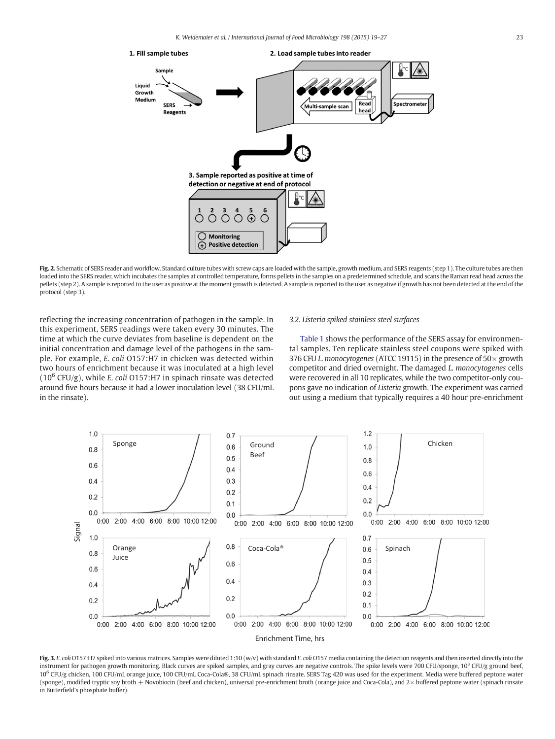Fig. 2. Schematic of SERS reader and workflow. Standard culture tubes with screw caps are loaded with the sample, growth medium, and SERS reagents (step 1). The culture tubes are then loaded into the SERS reader, which incubates the samples at controlled temperature, forms pellets in the samples on a predetermined schedule, and scans the Raman read head across the pellets (step 2). A sample is reported to the user as positive at the moment growth is detected. A sample is reported to the user as negative if growth has not been detected at the end of the protocol (step 3).

reflecting the increasing concentration of pathogen in the sample. In this experiment, SERS readings were taken every 30 minutes. The time at which the curve deviates from baseline is dependent on the initial concentration and damage level of the pathogens in the sample. For example, *E. coli* O157:H7 in chicken was detected within two hours of enrichment because it was inoculated at a high level ($10^6$ CFU/g), while *E. coli* O157:H7 in spinach rinsate was detected around five hours because it had a lower inoculation level (38 CFU/mL in the rinsate).

### 3.2. Listeria spiked stainless steel surfaces

Table 1 shows the performance of the SERS assay for environmental samples. Ten replicate stainless steel coupons were spiked with 376 CFU *L. monocytogenes* (ATCC 19115) in the presence of 50× growth competitor and dried overnight. The damaged *L. monocytogenes* cells were recovered in all 10 replicates, while the two competitor-only coupons gave no indication of *Listeria* growth. The experiment was carried out using a medium that typically requires a 40 hour pre-enrichment

Fig. 3. *E. coli* O157:H7 spiked into various matrices. Samples were diluted 1:10 (w/v) with standard *E. coli* O157 media containing the detection reagents and then inserted directly into the instrument for pathogen growth monitoring. Black curves are spiked samples, and gray curves are negative controls. The spike levels were 700 CFU/sponge, $10^3$ CFU/g ground beef, $10^6$ CFU/g chicken, 100 CFU/mL orange juice, 100 CFU/mL Coca-Cola®, 38 CFU/mL spinach rinsate. SERS Tag 420 was used for the experiment. Media were buffered peptone water (sponge), modified tryptic soy broth + Novobiocin (beef and chicken), universal pre-enrichment broth (orange juice and Coca-Cola), and 2× buffered peptone water (spinach rinsate in Butterfield's phosphate buffer).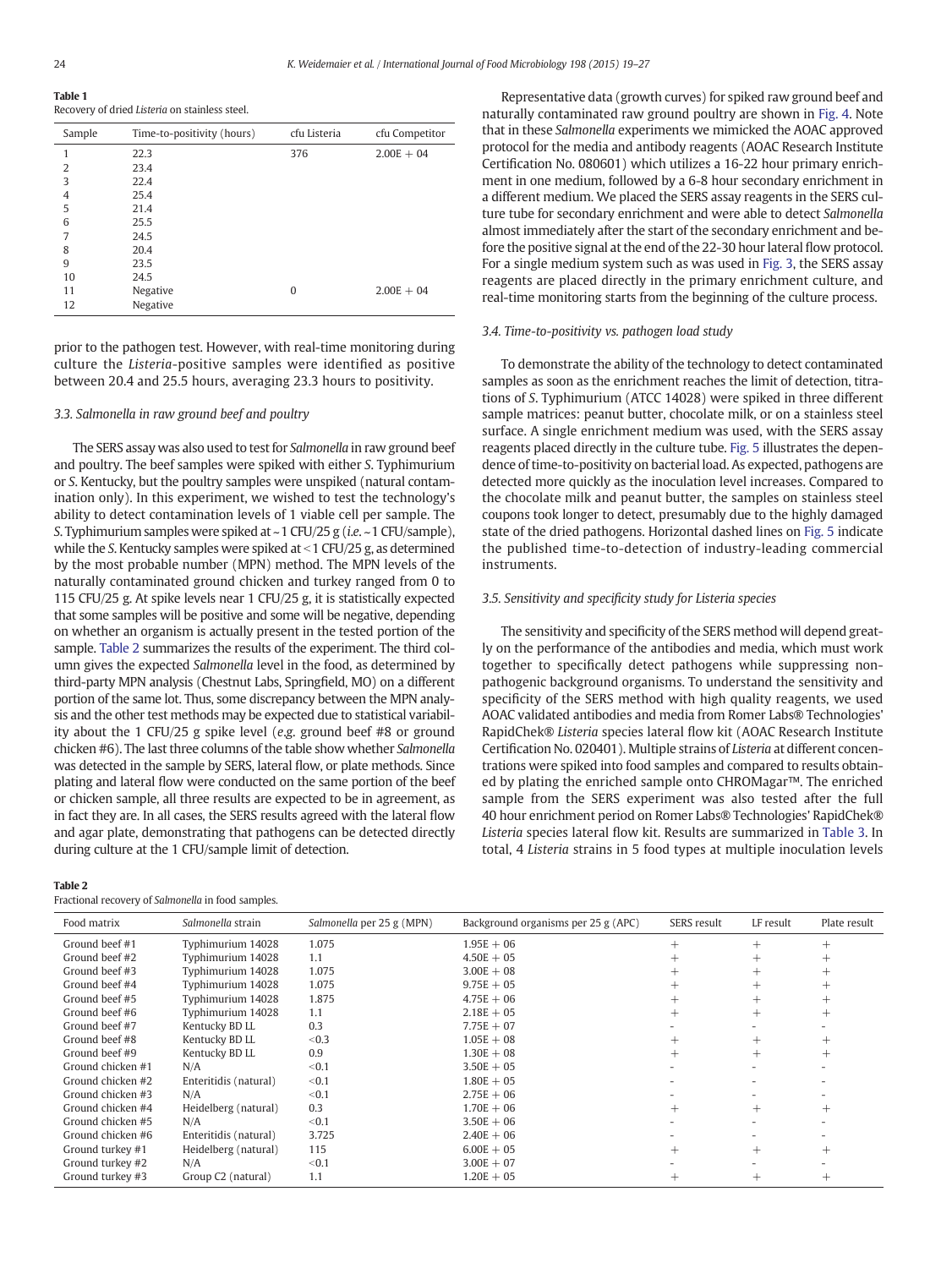**Table 1**
Recovery of dried *Listeria* on stainless steel.

| Sample | Time-to-positivity (hours) | cfu Listeria | cfu Competitor |
|---|---|---|---|
| 1 | 22.3 | 376 | 2.00E + 04 |
| 2 | 23.4 | | |
| 3 | 22.4 | | |
| 4 | 25.4 | | |
| 5 | 21.4 | | |
| 6 | 25.5 | | |
| 7 | 24.5 | | |
| 8 | 20.4 | | |
| 9 | 23.5 | | |
| 10 | 24.5 | | |
| 11 | Negative | 0 | 2.00E + 04 |
| 12 | Negative | | |

prior to the pathogen test. However, with real-time monitoring during culture the *Listeria*-positive samples were identified as positive between 20.4 and 25.5 hours, averaging 23.3 hours to positivity.

### 3.3. Salmonella in raw ground beef and poultry

The SERS assay was also used to test for *Salmonella* in raw ground beef and poultry. The beef samples were spiked with either *S.* Typhimurium or *S.* Kentucky, but the poultry samples were unspiked (natural contamination only). In this experiment, we wished to test the technology's ability to detect contamination levels of 1 viable cell per sample. The *S.* Typhimurium samples were spiked at ~1 CFU/25 g (*i.e.* ~1 CFU/sample), while the *S.* Kentucky samples were spiked at <1 CFU/25 g, as determined by the most probable number (MPN) method. The MPN levels of the naturally contaminated ground chicken and turkey ranged from 0 to 115 CFU/25 g. At spike levels near 1 CFU/25 g, it is statistically expected that some samples will be positive and some will be negative, depending on whether an organism is actually present in the tested portion of the sample. Table 2 summarizes the results of the experiment. The third column gives the expected *Salmonella* level in the food, as determined by third-party MPN analysis (Chestnut Labs, Springfield, MO) on a different portion of the same lot. Thus, some discrepancy between the MPN analysis and the other test methods may be expected due to statistical variability about the 1 CFU/25 g spike level (*e.g.* ground beef #8 or ground chicken #6). The last three columns of the table show whether *Salmonella* was detected in the sample by SERS, lateral flow, or plate methods. Since plating and lateral flow were conducted on the same portion of the beef or chicken sample, all three results are expected to be in agreement, as in fact they are. In all cases, the SERS results agreed with the lateral flow and agar plate, demonstrating that pathogens can be detected directly during culture at the 1 CFU/sample limit of detection.

Representative data (growth curves) for spiked raw ground beef and naturally contaminated raw ground poultry are shown in Fig. 4. Note that in these *Salmonella* experiments we mimicked the AOAC approved protocol for the media and antibody reagents (AOAC Research Institute Certification No. 080601) which utilizes a 16-22 hour primary enrichment in one medium, followed by a 6-8 hour secondary enrichment in a different medium. We placed the SERS assay reagents in the SERS culture tube for secondary enrichment and were able to detect *Salmonella* almost immediately after the start of the secondary enrichment and before the positive signal at the end of the 22-30 hour lateral flow protocol. For a single medium system such as was used in Fig. 3, the SERS assay reagents are placed directly in the primary enrichment culture, and real-time monitoring starts from the beginning of the culture process.

### 3.4. Time-to-positivity vs. pathogen load study

To demonstrate the ability of the technology to detect contaminated samples as soon as the enrichment reaches the limit of detection, titrations of *S.* Typhimurium (ATCC 14028) were spiked in three different sample matrices: peanut butter, chocolate milk, or on a stainless steel surface. A single enrichment medium was used, with the SERS assay reagents placed directly in the culture tube. Fig. 5 illustrates the dependence of time-to-positivity on bacterial load. As expected, pathogens are detected more quickly as the inoculation level increases. Compared to the chocolate milk and peanut butter, the samples on stainless steel coupons took longer to detect, presumably due to the highly damaged state of the dried pathogens. Horizontal dashed lines on Fig. 5 indicate the published time-to-detection of industry-leading commercial instruments.

### 3.5. Sensitivity and specificity study for Listeria species

The sensitivity and specificity of the SERS method will depend greatly on the performance of the antibodies and media, which must work together to specifically detect pathogens while suppressing non-pathogenic background organisms. To understand the sensitivity and specificity of the SERS method with high quality reagents, we used AOAC validated antibodies and media from Romer Labs® Technologies' RapidChek® *Listeria* species lateral flow kit (AOAC Research Institute Certification No. 020401). Multiple strains of *Listeria* at different concentrations were spiked into food samples and compared to results obtained by plating the enriched sample onto CHROMagar™. The enriched sample from the SERS experiment was also tested after the full 40 hour enrichment period on Romer Labs® Technologies' RapidChek® *Listeria* species lateral flow kit. Results are summarized in Table 3. In total, 4 *Listeria* strains in 5 food types at multiple inoculation levels

**Table 2**
Fractional recovery of *Salmonella* in food samples.

| Food matrix | *Salmonella* strain | *Salmonella* per 25 g (MPN) | Background organisms per 25 g (APC) | SERS result | LF result | Plate result |
|---|---|---|---|---|---|---|
| Ground beef #1 | Typhimurium 14028 | 1.075 | 1.95E + 06 | + | + | + |
| Ground beef #2 | Typhimurium 14028 | 1.1 | 4.50E + 05 | + | + | + |
| Ground beef #3 | Typhimurium 14028 | 1.075 | 3.00E + 08 | + | + | + |
| Ground beef #4 | Typhimurium 14028 | 1.075 | 9.75E + 05 | + | + | + |
| Ground beef #5 | Typhimurium 14028 | 1.875 | 4.75E + 06 | + | + | + |
| Ground beef #6 | Typhimurium 14028 | 1.1 | 2.18E + 05 | + | + | + |
| Ground beef #7 | Kentucky BD LL | 0.3 | 7.75E + 07 | - | - | - |
| Ground beef #8 | Kentucky BD LL | <0.3 | 1.05E + 08 | + | + | + |
| Ground beef #9 | Kentucky BD LL | 0.9 | 1.30E + 08 | + | + | + |
| Ground chicken #1 | N/A | <0.1 | 3.50E + 05 | - | - | - |
| Ground chicken #2 | Enteritidis (natural) | <0.1 | 1.80E + 05 | - | - | - |
| Ground chicken #3 | N/A | <0.1 | 2.75E + 06 | - | - | - |
| Ground chicken #4 | Heidelberg (natural) | 0.3 | 1.70E + 06 | + | + | + |
| Ground chicken #5 | N/A | <0.1 | 3.50E + 06 | - | - | - |
| Ground chicken #6 | Enteritidis (natural) | 3.725 | 2.40E + 06 | - | - | - |
| Ground turkey #1 | Heidelberg (natural) | 115 | 6.00E + 05 | + | + | + |
| Ground turkey #2 | N/A | <0.1 | 3.00E + 07 | - | - | - |
| Ground turkey #3 | Group C2 (natural) | 1.1 | 1.20E + 05 | + | + | + |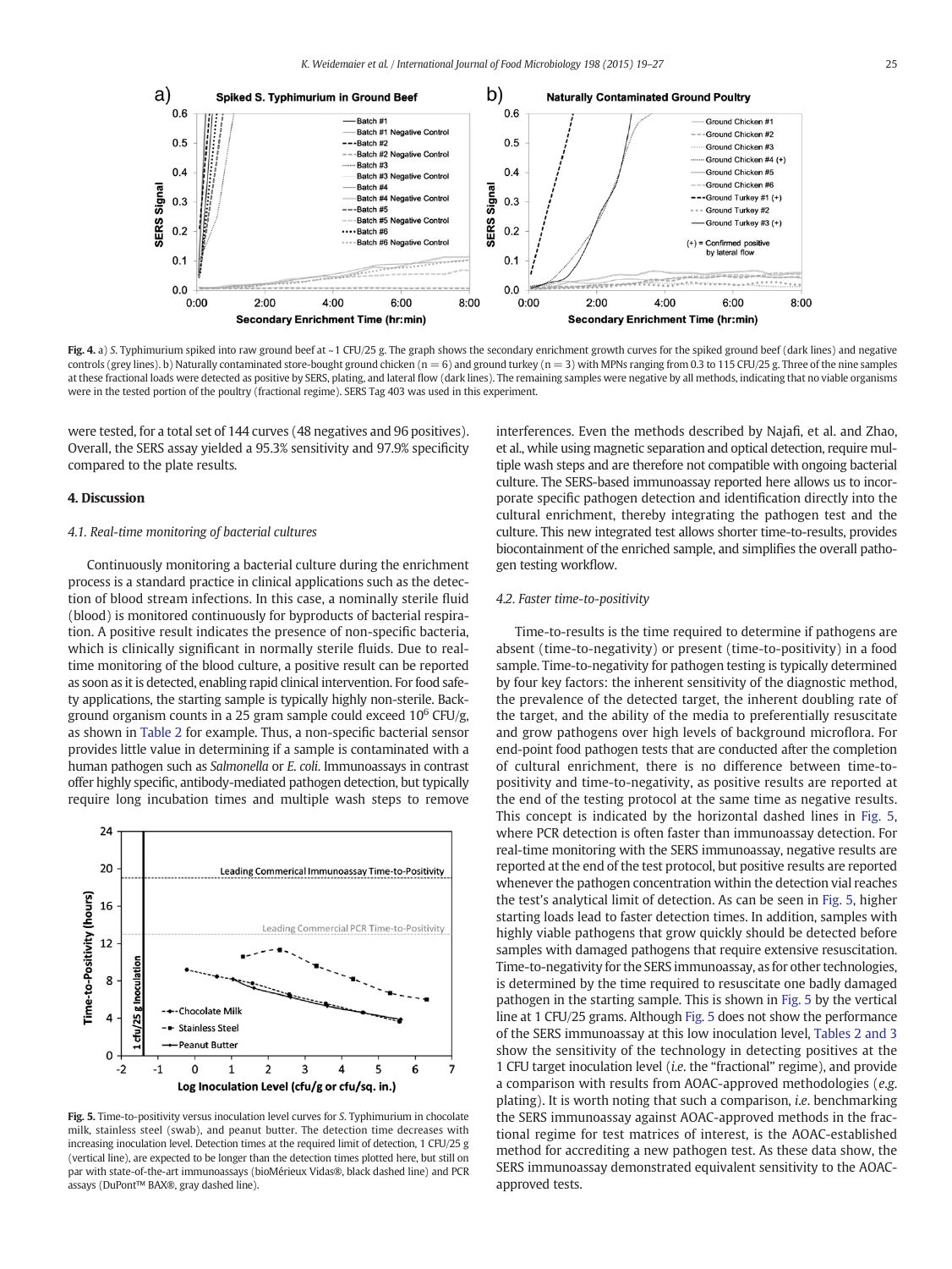Fig. 4. a) *S.* Typhimurium spiked into raw ground beef at ~1 CFU/25 g. The graph shows the secondary enrichment growth curves for the spiked ground beef (dark lines) and negative controls (grey lines). b) Naturally contaminated store-bought ground chicken (n = 6) and ground turkey (n = 3) with MPNs ranging from 0.3 to 115 CFU/25 g. Three of the nine samples at these fractional loads were detected as positive by SERS, plating, and lateral flow (dark lines). The remaining samples were negative by all methods, indicating that no viable organisms were in the tested portion of the poultry (fractional regime). SERS Tag 403 was used in this experiment.

were tested, for a total set of 144 curves (48 negatives and 96 positives). Overall, the SERS assay yielded a 95.3% sensitivity and 97.9% specificity compared to the plate results.

## 4. Discussion

### 4.1. Real-time monitoring of bacterial cultures

Continuously monitoring a bacterial culture during the enrichment process is a standard practice in clinical applications such as the detection of blood stream infections. In this case, a nominally sterile fluid (blood) is monitored continuously for byproducts of bacterial respiration. A positive result indicates the presence of non-specific bacteria, which is clinically significant in normally sterile fluids. Due to real-time monitoring of the blood culture, a positive result can be reported as soon as it is detected, enabling rapid clinical intervention. For food safety applications, the starting sample is typically highly non-sterile. Background organism counts in a 25 gram sample could exceed $10^6$ CFU/g, as shown in Table 2 for example. Thus, a non-specific bacterial sensor provides little value in determining if a sample is contaminated with a human pathogen such as *Salmonella* or *E. coli*. Immunoassays in contrast offer highly specific, antibody-mediated pathogen detection, but typically require long incubation times and multiple wash steps to remove interferences. Even the methods described by Najafi, et al. and Zhao, et al., while using magnetic separation and optical detection, require multiple wash steps and are therefore not compatible with ongoing bacterial culture. The SERS-based immunoassay reported here allows us to incorporate specific pathogen detection and identification directly into the cultural enrichment, thereby integrating the pathogen test and the culture. This new integrated test allows shorter time-to-results, provides biocontainment of the enriched sample, and simplifies the overall pathogen testing workflow.

Fig. 5. Time-to-positivity versus inoculation level curves for *S.* Typhimurium in chocolate milk, stainless steel (swab), and peanut butter. The detection time decreases with increasing inoculation level. Detection times at the required limit of detection, 1 CFU/25 g (vertical line), are expected to be longer than the detection times plotted here, but still on par with state-of-the-art immunoassays (bioMérieux Vidas®, black dashed line) and PCR assays (DuPont™ BAX®, gray dashed line).

### 4.2. Faster time-to-positivity

Time-to-results is the time required to determine if pathogens are absent (time-to-negativity) or present (time-to-positivity) in a food sample. Time-to-negativity for pathogen testing is typically determined by four key factors: the inherent sensitivity of the diagnostic method, the prevalence of the detected target, the inherent doubling rate of the target, and the ability of the media to preferentially resuscitate and grow pathogens over high levels of background microflora. For end-point food pathogen tests that are conducted after the completion of cultural enrichment, there is no difference between time-to-positivity and time-to-negativity, as positive results are reported at the end of the testing protocol at the same time as negative results. This concept is indicated by the horizontal dashed lines in Fig. 5, where PCR detection is often faster than immunoassay detection. For real-time monitoring with the SERS immunoassay, negative results are reported at the end of the test protocol, but positive results are reported whenever the pathogen concentration within the detection vial reaches the test's analytical limit of detection. As can be seen in Fig. 5, higher starting loads lead to faster detection times. In addition, samples with highly viable pathogens that grow quickly should be detected before samples with damaged pathogens that require extensive resuscitation. Time-to-negativity for the SERS immunoassay, as for other technologies, is determined by the time required to resuscitate one badly damaged pathogen in the starting sample. This is shown in Fig. 5 by the vertical line at 1 CFU/25 grams. Although Fig. 5 does not show the performance of the SERS immunoassay at this low inoculation level, Tables 2 and 3 show the sensitivity of the technology in detecting positives at the 1 CFU target inoculation level (*i.e.* the "fractional" regime), and provide a comparison with results from AOAC-approved methodologies (*e.g.* plating). It is worth noting that such a comparison, *i.e.* benchmarking the SERS immunoassay against AOAC-approved methods in the fractional regime for test matrices of interest, is the AOAC-established method for accrediting a new pathogen test. As these data show, the SERS immunoassay demonstrated equivalent sensitivity to the AOAC-approved tests.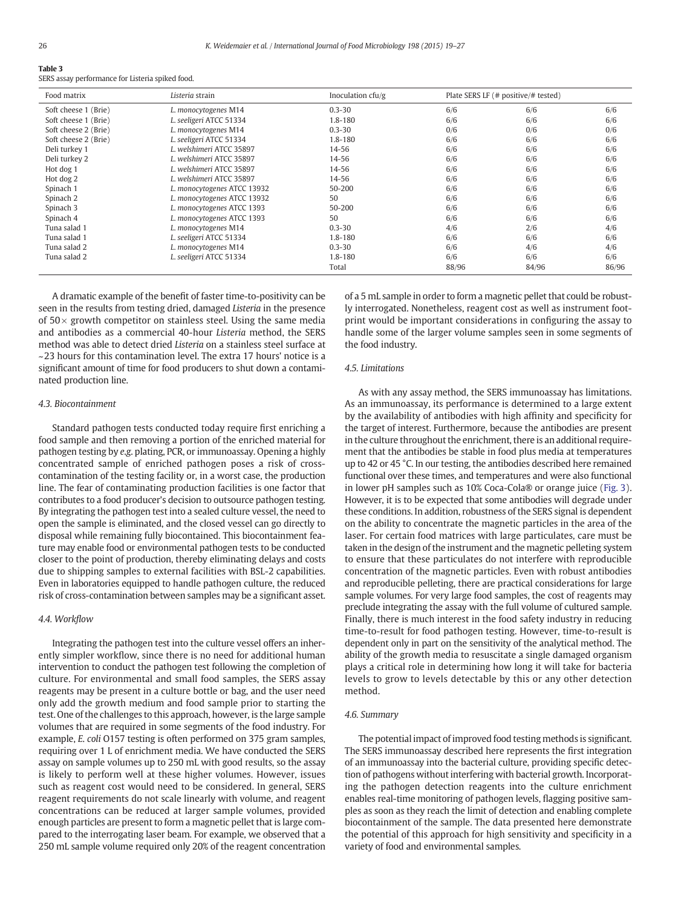**Table 3**
SERS assay performance for Listeria spiked food.

| Food matrix | *Listeria* strain | Inoculation cfu/g | Plate SERS LF (# positive/# tested) | | |
|---|---|---|---|---|---|
| Soft cheese 1 (Brie) | *L. monocytogenes* M14 | 0.3-30 | 6/6 | 6/6 | 6/6 |
| Soft cheese 1 (Brie) | *L. seeligeri* ATCC 51334 | 1.8-180 | 6/6 | 6/6 | 6/6 |
| Soft cheese 2 (Brie) | *L. monocytogenes* M14 | 0.3-30 | 0/6 | 0/6 | 0/6 |
| Soft cheese 2 (Brie) | *L. seeligeri* ATCC 51334 | 1.8-180 | 6/6 | 6/6 | 6/6 |
| Deli turkey 1 | *L. welshimeri* ATCC 35897 | 14-56 | 6/6 | 6/6 | 6/6 |
| Deli turkey 2 | *L. welshimeri* ATCC 35897 | 14-56 | 6/6 | 6/6 | 6/6 |
| Hot dog 1 | *L. welshimeri* ATCC 35897 | 14-56 | 6/6 | 6/6 | 6/6 |
| Hot dog 2 | *L. welshimeri* ATCC 35897 | 14-56 | 6/6 | 6/6 | 6/6 |
| Spinach 1 | *L. monocytogenes* ATCC 13932 | 50-200 | 6/6 | 6/6 | 6/6 |
| Spinach 2 | *L. monocytogenes* ATCC 13932 | 50 | 6/6 | 6/6 | 6/6 |
| Spinach 3 | *L. monocytogenes* ATCC 1393 | 50-200 | 6/6 | 6/6 | 6/6 |
| Spinach 4 | *L. monocytogenes* ATCC 1393 | 50 | 6/6 | 6/6 | 6/6 |
| Tuna salad 1 | *L. monocytogenes* M14 | 0.3-30 | 4/6 | 2/6 | 4/6 |
| Tuna salad 1 | *L. seeligeri* ATCC 51334 | 1.8-180 | 6/6 | 6/6 | 6/6 |
| Tuna salad 2 | *L. monocytogenes* M14 | 0.3-30 | 6/6 | 4/6 | 4/6 |
| Tuna salad 2 | *L. seeligeri* ATCC 51334 | 1.8-180 | 6/6 | 6/6 | 6/6 |
| | | Total | 88/96 | 84/96 | 86/96 |

A dramatic example of the benefit of faster time-to-positivity can be seen in the results from testing dried, damaged *Listeria* in the presence of 50× growth competitor on stainless steel. Using the same media and antibodies as a commercial 40-hour *Listeria* method, the SERS method was able to detect dried *Listeria* on a stainless steel surface at ~23 hours for this contamination level. The extra 17 hours' notice is a significant amount of time for food producers to shut down a contaminated production line.

### 4.3. Biocontainment

Standard pathogen tests conducted today require first enriching a food sample and then removing a portion of the enriched material for pathogen testing by *e.g.* plating, PCR, or immunoassay. Opening a highly concentrated sample of enriched pathogen poses a risk of cross-contamination of the testing facility or, in a worst case, the production line. The fear of contaminating production facilities is one factor that contributes to a food producer's decision to outsource pathogen testing. By integrating the pathogen test into a sealed culture vessel, the need to open the sample is eliminated, and the closed vessel can go directly to disposal while remaining fully biocontained. This biocontainment feature may enable food or environmental pathogen tests to be conducted closer to the point of production, thereby eliminating delays and costs due to shipping samples to external facilities with BSL-2 capabilities. Even in laboratories equipped to handle pathogen culture, the reduced risk of cross-contamination between samples may be a significant asset.

### 4.4. Workflow

Integrating the pathogen test into the culture vessel offers an inherently simpler workflow, since there is no need for additional human intervention to conduct the pathogen test following the completion of culture. For environmental and small food samples, the SERS assay reagents may be present in a culture bottle or bag, and the user need only add the growth medium and food sample prior to starting the test. One of the challenges to this approach, however, is the large sample volumes that are required in some segments of the food industry. For example, *E. coli* O157 testing is often performed on 375 gram samples, requiring over 1 L of enrichment media. We have conducted the SERS assay on sample volumes up to 250 mL with good results, so the assay is likely to perform well at these higher volumes. However, issues such as reagent cost would need to be considered. In general, SERS reagent requirements do not scale linearly with volume, and reagent concentrations can be reduced at larger sample volumes, provided enough particles are present to form a magnetic pellet that is large compared to the interrogating laser beam. For example, we observed that a 250 mL sample volume required only 20% of the reagent concentration of a 5 mL sample in order to form a magnetic pellet that could be robustly interrogated. Nonetheless, reagent cost as well as instrument footprint would be important considerations in configuring the assay to handle some of the larger volume samples seen in some segments of the food industry.

### 4.5. Limitations

As with any assay method, the SERS immunoassay has limitations. As an immunoassay, its performance is determined to a large extent by the availability of antibodies with high affinity and specificity for the target of interest. Furthermore, because the antibodies are present in the culture throughout the enrichment, there is an additional requirement that the antibodies be stable in food plus media at temperatures up to 42 or 45 °C. In our testing, the antibodies described here remained functional over these times, and temperatures and were also functional in lower pH samples such as 10% Coca-Cola® or orange juice (Fig. 3). However, it is to be expected that some antibodies will degrade under these conditions. In addition, robustness of the SERS signal is dependent on the ability to concentrate the magnetic particles in the area of the laser. For certain food matrices with large particulates, care must be taken in the design of the instrument and the magnetic pelleting system to ensure that these particulates do not interfere with reproducible concentration of the magnetic particles. Even with robust antibodies and reproducible pelleting, there are practical considerations for large sample volumes. For very large food samples, the cost of reagents may preclude integrating the assay with the full volume of cultured sample. Finally, there is much interest in the food safety industry in reducing time-to-result for food pathogen testing. However, time-to-result is dependent only in part on the sensitivity of the analytical method. The ability of the growth media to resuscitate a single damaged organism plays a critical role in determining how long it will take for bacteria levels to grow to levels detectable by this or any other detection method.

### 4.6. Summary

The potential impact of improved food testing methods is significant. The SERS immunoassay described here represents the first integration of an immunoassay into the bacterial culture, providing specific detection of pathogens without interfering with bacterial growth. Incorporating the pathogen detection reagents into the culture enrichment enables real-time monitoring of pathogen levels, flagging positive samples as soon as they reach the limit of detection and enabling complete biocontainment of the sample. The data presented here demonstrate the potential of this approach for high sensitivity and specificity in a variety of food and environmental samples.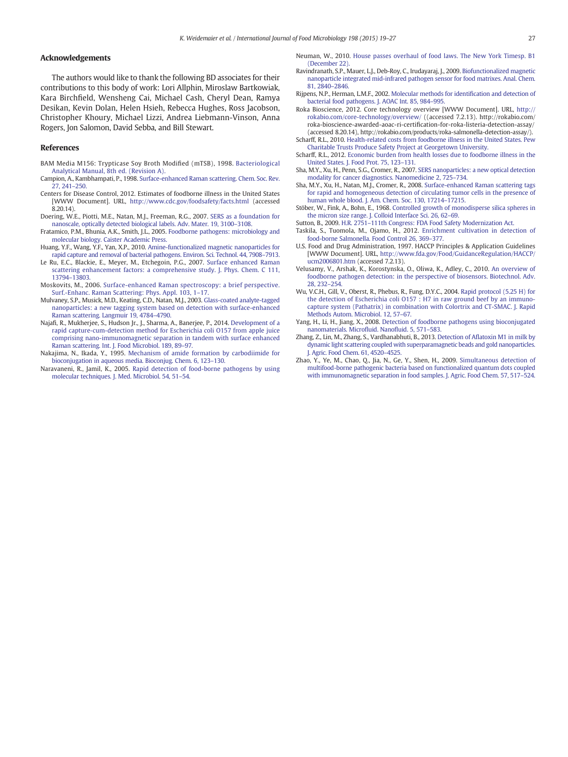## Acknowledgements

The authors would like to thank the following BD associates for their contributions to this body of work: Lori Allphin, Miroslaw Bartkowiak, Kara Birchfield, Wensheng Cai, Michael Cash, Cheryl Dean, Ramya Desikan, Kevin Dolan, Helen Hsieh, Rebecca Hughes, Ross Jacobson, Christopher Khoury, Michael Lizzi, Andrea Liebmann-Vinson, Anna Rogers, Jon Salomon, David Sebba, and Bill Stewart.

## References

BAM Media M156: Trypticase Soy Broth Modified (mTSB), 1998. Bacteriological Analytical Manual, 8th ed. (Revision A).

Campion, A., Kambhampati, P., 1998. Surface-enhanced Raman scattering. Chem. Soc. Rev. 27, 241–250.

Centers for Disease Control, 2012. Estimates of foodborne illness in the United States [WWW Document]. URL, http://www.cdc.gov/foodsafety/facts.html (accessed 8.20.14).

Doering, W.E., Piotti, M.E., Natan, M.J., Freeman, R.G., 2007. SERS as a foundation for nanoscale, optically detected biological labels. Adv. Mater. 19, 3100–3108.

Fratamico, P.M., Bhunia, A.K., Smith, J.L., 2005. Foodborne pathogens: microbiology and molecular biology. Caister Academic Press.

Huang, Y.F., Wang, Y.F., Yan, X.P., 2010. Amine-functionalized magnetic nanoparticles for rapid capture and removal of bacterial pathogens. Environ. Sci. Technol. 44, 7908–7913.

Le Ru, E.C., Blackie, E., Meyer, M., Etchegoin, P.G., 2007. Surface enhanced Raman scattering enhancement factors: a comprehensive study. J. Phys. Chem. C 111, 13794–13803.

Moskovits, M., 2006. Surface-enhanced Raman spectroscopy: a brief perspective. Surf.-Enhanc. Raman Scattering: Phys. Appl. 103, 1–17.

Mulvaney, S.P., Musick, M.D., Keating, C.D., Natan, M.J., 2003. Glass-coated analyte-tagged nanoparticles: a new tagging system based on detection with surface-enhanced Raman scattering. Langmuir 19, 4784–4790.

Najafi, R., Mukherjee, S., Hudson Jr., J., Sharma, A., Banerjee, P., 2014. Development of a rapid capture-cum-detection method for Escherichia coli O157 from apple juice comprising nano-immunomagnetic separation in tandem with surface enhanced Raman scattering. Int. J. Food Microbiol. 189, 89–97.

Nakajima, N., Ikada, Y., 1995. Mechanism of amide formation by carbodiimide for bioconjugation in aqueous media. Bioconjug. Chem. 6, 123–130.

Naravaneni, R., Jamil, K., 2005. Rapid detection of food-borne pathogens by using molecular techniques. J. Med. Microbiol. 54, 51–54.

Neuman, W., 2010. House passes overhaul of food laws. The New York Timesp. B1 (December 22).

Ravindranath, S.P., Mauer, L.J., Deb-Roy, C., Irudayaraj, J., 2009. Biofunctionalized magnetic nanoparticle integrated mid-infrared pathogen sensor for food matrixes. Anal. Chem. 81, 2840–2846.

Rijpens, N.P., Herman, L.M.F., 2002. Molecular methods for identification and detection of bacterial food pathogens. J. AOAC Int. 85, 984–995.

Roka Bioscience, 2012. Core technology overview [WWW Document]. URL, http://rokabio.com/core-technology/overview/ ((accessed 7.2.13). http://rokabio.com/roka-bioscience-awarded-aoac-ri-certification-for-roka-listeria-detection-assay/ (accessed 8.20.14), http://rokabio.com/products/roka-salmonella-detection-assay/).

Scharff, R.L., 2010. Health-related costs from foodborne illness in the United States. Pew Charitable Trusts Produce Safety Project at Georgetown University.

Scharff, R.L., 2012. Economic burden from health losses due to foodborne illness in the United States. J. Food Prot. 75, 123–131.

Sha, M.Y., Xu, H., Penn, S.G., Cromer, R., 2007. SERS nanoparticles: a new optical detection modality for cancer diagnostics. Nanomedicine 2, 725–734.

Sha, M.Y., Xu, H., Natan, M.J., Cromer, R., 2008. Surface-enhanced Raman scattering tags for rapid and homogeneous detection of circulating tumor cells in the presence of human whole blood. J. Am. Chem. Soc. 130, 17214–17215.

Stöber, W., Fink, A., Bohn, E., 1968. Controlled growth of monodisperse silica spheres in the micron size range. J. Colloid Interface Sci. 26, 62–69.

Sutton, B., 2009. H.R. 2751–111th Congress: FDA Food Safety Modernization Act.

Taskila, S., Tuomola, M., Ojamo, H., 2012. Enrichment cultivation in detection of food-borne Salmonella. Food Control 26, 369–377.

U.S. Food and Drug Administration, 1997. HACCP Principles & Application Guidelines [WWW Document]. URL, http://www.fda.gov/Food/GuidanceRegulation/HACCP/ucm2006801.htm (accessed 7.2.13).

Velusamy, V., Arshak, K., Korostynska, O., Oliwa, K., Adley, C., 2010. An overview of foodborne pathogen detection: in the perspective of biosensors. Biotechnol. Adv. 28, 232–254.

Wu, V.C.H., Gill, V., Oberst, R., Phebus, R., Fung, D.Y.C., 2004. Rapid protocol (5.25 H) for the detection of Escherichia coli O157 : H7 in raw ground beef by an immuno-capture system (Pathatrix) in combination with Colortrix and CT-SMAC. J. Rapid Methods Autom. Microbiol. 12, 57–67.

Yang, H., Li, H., Jiang, X., 2008. Detection of foodborne pathogens using bioconjugated nanomaterials. Microfluid. Nanofluid. 5, 571–583.

Zhang, Z., Lin, M., Zhang, S., Vardhanabhuti, B., 2013. Detection of Aflatoxin M1 in milk by dynamic light scattering coupled with superparamagnetic beads and gold nanoparticles. J. Agric. Food Chem. 61, 4520–4525.

Zhao, Y., Ye, M., Chao, Q., Jia, N., Ge, Y., Shen, H., 2009. Simultaneous detection of multifood-borne pathogenic bacteria based on functionalized quantum dots coupled with immunomagnetic separation in food samples. J. Agric. Food Chem. 57, 517–524.